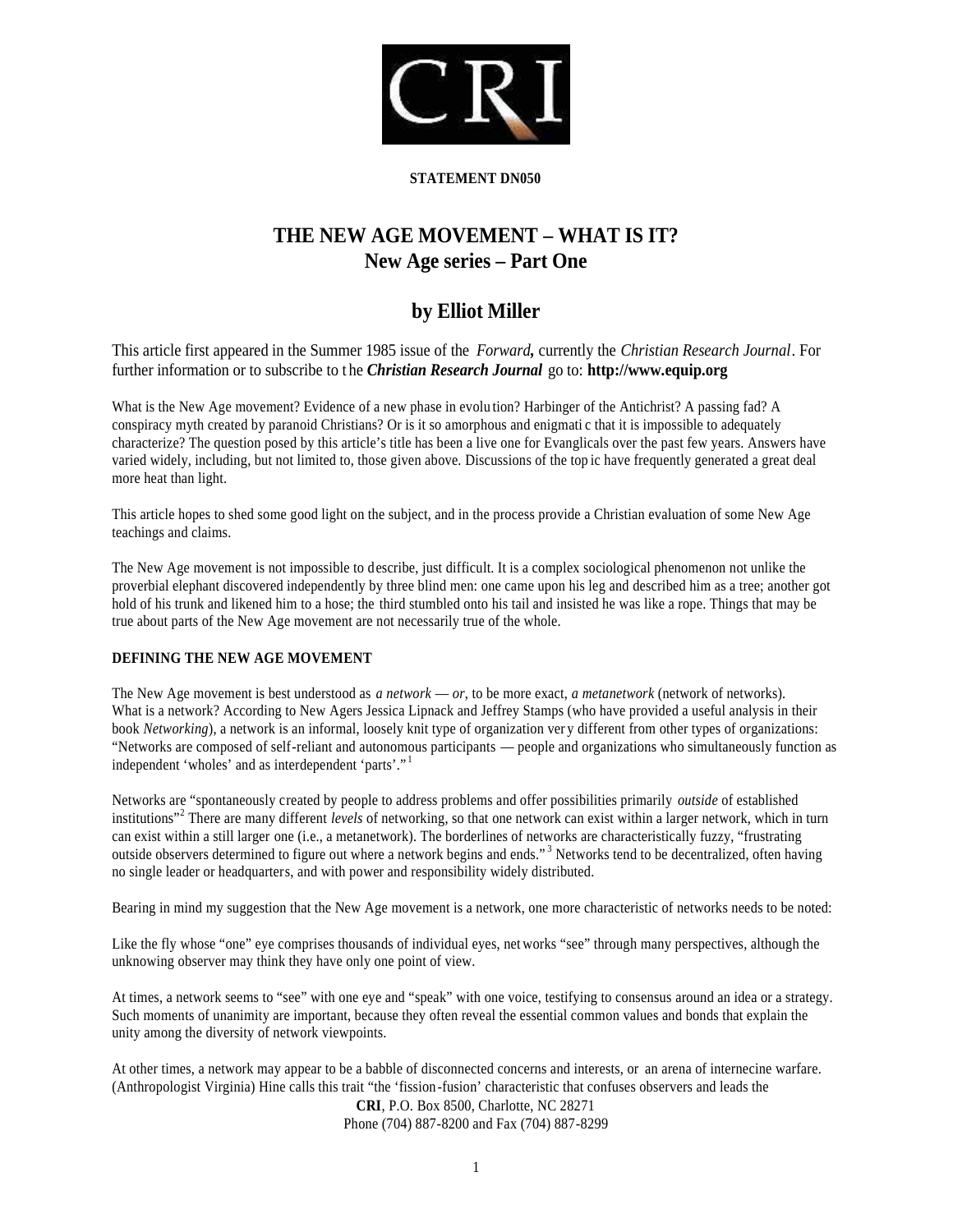**STATEMENT DN050**

# THE NEW AGE MOVEMENT – WHAT IS IT?
## New Age series – Part One

## by Elliot Miller

This article first appeared in the Summer 1985 issue of the *Forward,* currently the *Christian Research Journal*. For further information or to subscribe to the ***Christian Research Journal*** go to: **http://www.equip.org**

What is the New Age movement? Evidence of a new phase in evolution? Harbinger of the Antichrist? A passing fad? A conspiracy myth created by paranoid Christians? Or is it so amorphous and enigmatic that it is impossible to adequately characterize? The question posed by this article's title has been a live one for Evanglicals over the past few years. Answers have varied widely, including, but not limited to, those given above. Discussions of the topic have frequently generated a great deal more heat than light.

This article hopes to shed some good light on the subject, and in the process provide a Christian evaluation of some New Age teachings and claims.

The New Age movement is not impossible to describe, just difficult. It is a complex sociological phenomenon not unlike the proverbial elephant discovered independently by three blind men: one came upon his leg and described him as a tree; another got hold of his trunk and likened him to a hose; the third stumbled onto his tail and insisted he was like a rope. Things that may be true about parts of the New Age movement are not necessarily true of the whole.

### DEFINING THE NEW AGE MOVEMENT

The New Age movement is best understood as *a network — or,* to be more exact, *a metanetwork* (network of networks). What is a network? According to New Agers Jessica Lipnack and Jeffrey Stamps (who have provided a useful analysis in their book *Networking*), a network is an informal, loosely knit type of organization very different from other types of organizations: "Networks are composed of self-reliant and autonomous participants — people and organizations who simultaneously function as independent 'wholes' and as interdependent 'parts'."[1]

Networks are "spontaneously created by people to address problems and offer possibilities primarily *outside* of established institutions"[2] There are many different *levels* of networking, so that one network can exist within a larger network, which in turn can exist within a still larger one (i.e., a metanetwork). The borderlines of networks are characteristically fuzzy, "frustrating outside observers determined to figure out where a network begins and ends."[3] Networks tend to be decentralized, often having no single leader or headquarters, and with power and responsibility widely distributed.

Bearing in mind my suggestion that the New Age movement is a network, one more characteristic of networks needs to be noted:

Like the fly whose "one" eye comprises thousands of individual eyes, networks "see" through many perspectives, although the unknowing observer may think they have only one point of view.

At times, a network seems to "see" with one eye and "speak" with one voice, testifying to consensus around an idea or a strategy. Such moments of unanimity are important, because they often reveal the essential common values and bonds that explain the unity among the diversity of network viewpoints.

At other times, a network may appear to be a babble of disconnected concerns and interests, or an arena of internecine warfare. (Anthropologist Virginia) Hine calls this trait "the 'fission-fusion' characteristic that confuses observers and leads the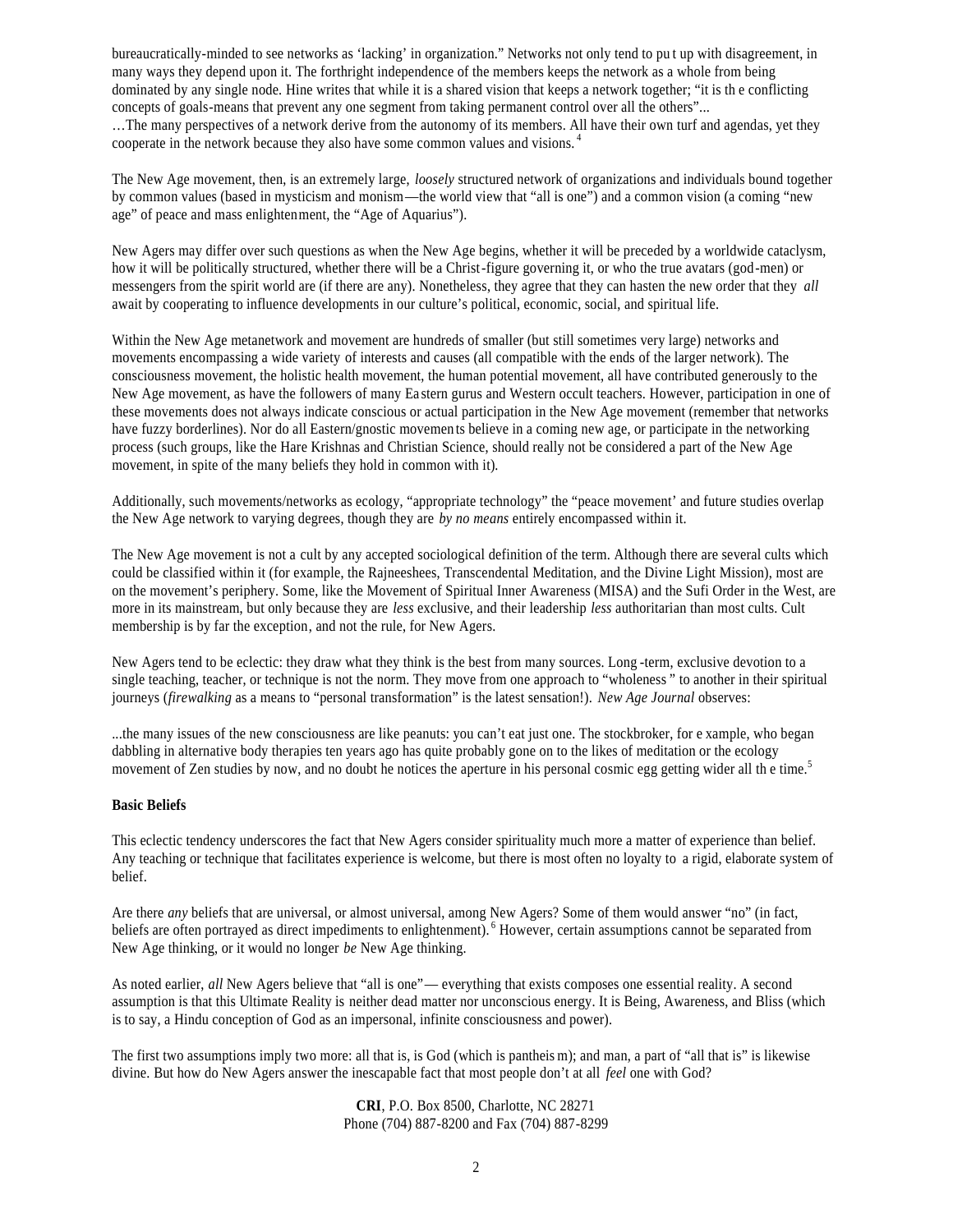bureaucratically-minded to see networks as 'lacking' in organization." Networks not only tend to put up with disagreement, in many ways they depend upon it. The forthright independence of the members keeps the network as a whole from being dominated by any single node. Hine writes that while it is a shared vision that keeps a network together; "it is the conflicting concepts of goals-means that prevent any one segment from taking permanent control over all the others"...
…The many perspectives of a network derive from the autonomy of its members. All have their own turf and agendas, yet they cooperate in the network because they also have some common values and visions.[4]

The New Age movement, then, is an extremely large, *loosely* structured network of organizations and individuals bound together by common values (based in mysticism and monism—the world view that "all is one") and a common vision (a coming "new age" of peace and mass enlightenment, the "Age of Aquarius").

New Agers may differ over such questions as when the New Age begins, whether it will be preceded by a worldwide cataclysm, how it will be politically structured, whether there will be a Christ-figure governing it, or who the true avatars (god-men) or messengers from the spirit world are (if there are any). Nonetheless, they agree that they can hasten the new order that they *all* await by cooperating to influence developments in our culture's political, economic, social, and spiritual life.

Within the New Age metanetwork and movement are hundreds of smaller (but still sometimes very large) networks and movements encompassing a wide variety of interests and causes (all compatible with the ends of the larger network). The consciousness movement, the holistic health movement, the human potential movement, all have contributed generously to the New Age movement, as have the followers of many Eastern gurus and Western occult teachers. However, participation in one of these movements does not always indicate conscious or actual participation in the New Age movement (remember that networks have fuzzy borderlines). Nor do all Eastern/gnostic movements believe in a coming new age, or participate in the networking process (such groups, like the Hare Krishnas and Christian Science, should really not be considered a part of the New Age movement, in spite of the many beliefs they hold in common with it).

Additionally, such movements/networks as ecology, "appropriate technology" the "peace movement' and future studies overlap the New Age network to varying degrees, though they are *by no means* entirely encompassed within it.

The New Age movement is not a cult by any accepted sociological definition of the term. Although there are several cults which could be classified within it (for example, the Rajneeshees, Transcendental Meditation, and the Divine Light Mission), most are on the movement's periphery. Some, like the Movement of Spiritual Inner Awareness (MISA) and the Sufi Order in the West, are more in its mainstream, but only because they are *less* exclusive, and their leadership *less* authoritarian than most cults. Cult membership is by far the exception, and not the rule, for New Agers.

New Agers tend to be eclectic: they draw what they think is the best from many sources. Long-term, exclusive devotion to a single teaching, teacher, or technique is not the norm. They move from one approach to "wholeness" to another in their spiritual journeys (*firewalking* as a means to "personal transformation" is the latest sensation!). *New Age Journal* observes:

...the many issues of the new consciousness are like peanuts: you can't eat just one. The stockbroker, for example, who began dabbling in alternative body therapies ten years ago has quite probably gone on to the likes of meditation or the ecology movement of Zen studies by now, and no doubt he notices the aperture in his personal cosmic egg getting wider all the time.[5]

**Basic Beliefs**

This eclectic tendency underscores the fact that New Agers consider spirituality much more a matter of experience than belief. Any teaching or technique that facilitates experience is welcome, but there is most often no loyalty to a rigid, elaborate system of belief.

Are there *any* beliefs that are universal, or almost universal, among New Agers? Some of them would answer "no" (in fact, beliefs are often portrayed as direct impediments to enlightenment).[6] However, certain assumptions cannot be separated from New Age thinking, or it would no longer *be* New Age thinking.

As noted earlier, *all* New Agers believe that "all is one"— everything that exists composes one essential reality. A second assumption is that this Ultimate Reality is neither dead matter nor unconscious energy. It is Being, Awareness, and Bliss (which is to say, a Hindu conception of God as an impersonal, infinite consciousness and power).

The first two assumptions imply two more: all that is, is God (which is pantheism); and man, a part of "all that is" is likewise divine. But how do New Agers answer the inescapable fact that most people don't at all *feel* one with God?

**CRI**, P.O. Box 8500, Charlotte, NC 28271
Phone (704) 887-8200 and Fax (704) 887-8299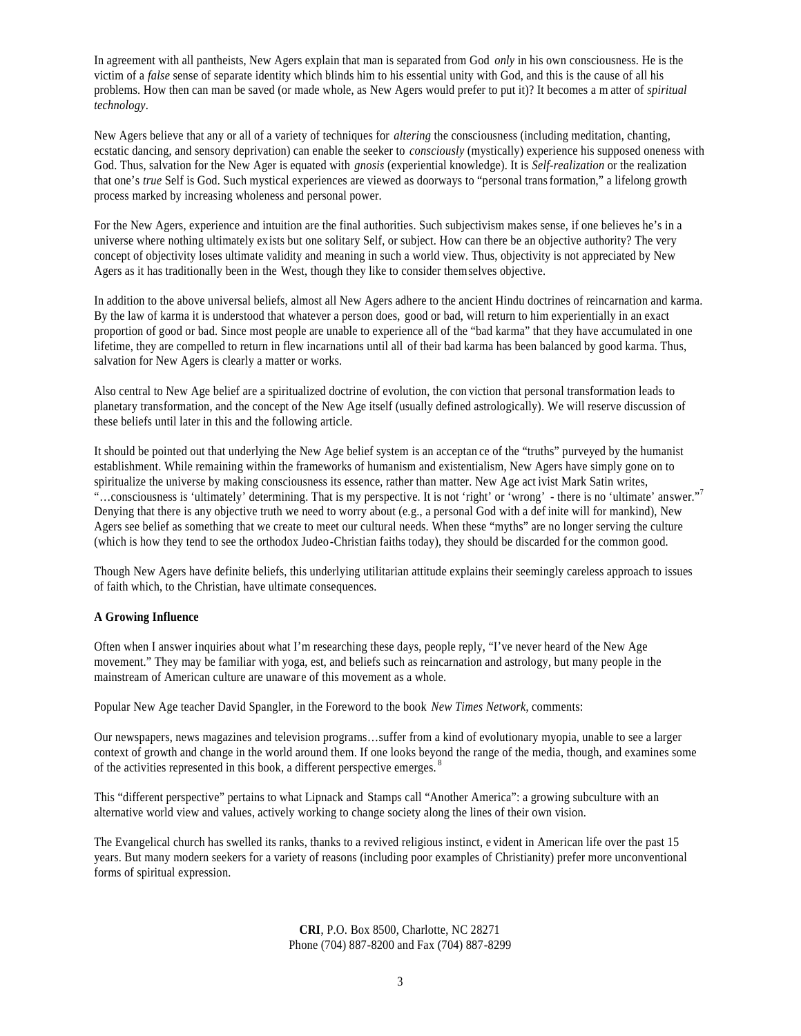In agreement with all pantheists, New Agers explain that man is separated from God *only* in his own consciousness. He is the victim of a *false* sense of separate identity which blinds him to his essential unity with God, and this is the cause of all his problems. How then can man be saved (or made whole, as New Agers would prefer to put it)? It becomes a m atter of *spiritual technology*.

New Agers believe that any or all of a variety of techniques for *altering* the consciousness (including meditation, chanting, ecstatic dancing, and sensory deprivation) can enable the seeker to *consciously* (mystically) experience his supposed oneness with God. Thus, salvation for the New Ager is equated with *gnosis* (experiential knowledge). It is *Self-realization* or the realization that one's *true* Self is God. Such mystical experiences are viewed as doorways to "personal trans formation," a lifelong growth process marked by increasing wholeness and personal power.

For the New Agers, experience and intuition are the final authorities. Such subjectivism makes sense, if one believes he's in a universe where nothing ultimately exists but one solitary Self, or subject. How can there be an objective authority? The very concept of objectivity loses ultimate validity and meaning in such a world view. Thus, objectivity is not appreciated by New Agers as it has traditionally been in the West, though they like to consider themselves objective.

In addition to the above universal beliefs, almost all New Agers adhere to the ancient Hindu doctrines of reincarnation and karma. By the law of karma it is understood that whatever a person does, good or bad, will return to him experientially in an exact proportion of good or bad. Since most people are unable to experience all of the "bad karma" that they have accumulated in one lifetime, they are compelled to return in flew incarnations until all of their bad karma has been balanced by good karma. Thus, salvation for New Agers is clearly a matter or works.

Also central to New Age belief are a spiritualized doctrine of evolution, the con viction that personal transformation leads to planetary transformation, and the concept of the New Age itself (usually defined astrologically). We will reserve discussion of these beliefs until later in this and the following article.

It should be pointed out that underlying the New Age belief system is an acceptan ce of the "truths" purveyed by the humanist establishment. While remaining within the frameworks of humanism and existentialism, New Agers have simply gone on to spiritualize the universe by making consciousness its essence, rather than matter. New Age act ivist Mark Satin writes, "…consciousness is 'ultimately' determining. That is my perspective. It is not 'right' or 'wrong' - there is no 'ultimate' answer."[7] Denying that there is any objective truth we need to worry about (e.g., a personal God with a def inite will for mankind), New Agers see belief as something that we create to meet our cultural needs. When these "myths" are no longer serving the culture (which is how they tend to see the orthodox Judeo-Christian faiths today), they should be discarded for the common good.

Though New Agers have definite beliefs, this underlying utilitarian attitude explains their seemingly careless approach to issues of faith which, to the Christian, have ultimate consequences.

**A Growing Influence**

Often when I answer inquiries about what I'm researching these days, people reply, "I've never heard of the New Age movement." They may be familiar with yoga, est, and beliefs such as reincarnation and astrology, but many people in the mainstream of American culture are unaware of this movement as a whole.

Popular New Age teacher David Spangler, in the Foreword to the book *New Times Network*, comments:

Our newspapers, news magazines and television programs…suffer from a kind of evolutionary myopia, unable to see a larger context of growth and change in the world around them. If one looks beyond the range of the media, though, and examines some of the activities represented in this book, a different perspective emerges.[8]

This "different perspective" pertains to what Lipnack and Stamps call "Another America": a growing subculture with an alternative world view and values, actively working to change society along the lines of their own vision.

The Evangelical church has swelled its ranks, thanks to a revived religious instinct, e vident in American life over the past 15 years. But many modern seekers for a variety of reasons (including poor examples of Christianity) prefer more unconventional forms of spiritual expression.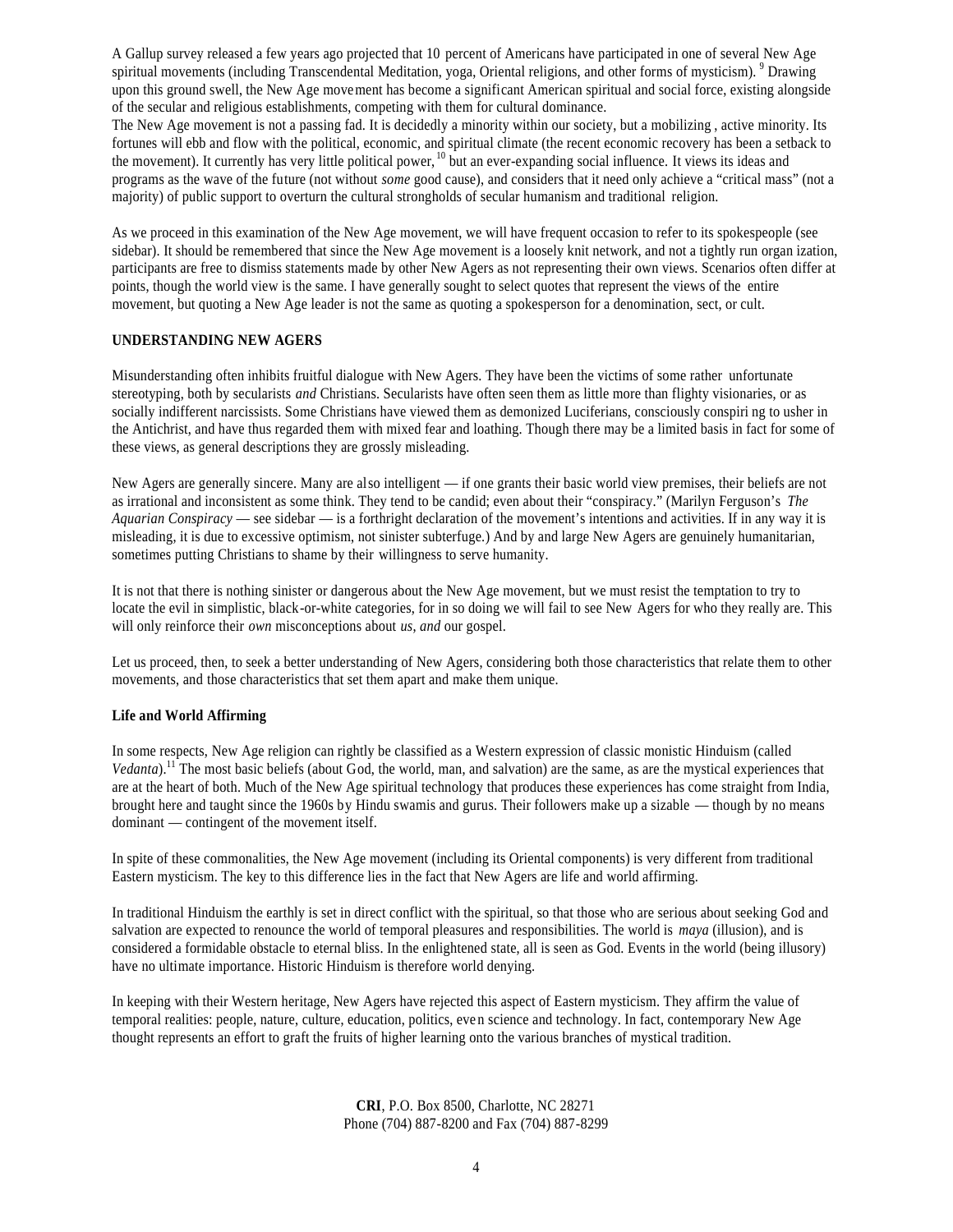A Gallup survey released a few years ago projected that 10 percent of Americans have participated in one of several New Age spiritual movements (including Transcendental Meditation, yoga, Oriental religions, and other forms of mysticism).[9] Drawing upon this ground swell, the New Age movement has become a significant American spiritual and social force, existing alongside of the secular and religious establishments, competing with them for cultural dominance.

The New Age movement is not a passing fad. It is decidedly a minority within our society, but a mobilizing , active minority. Its fortunes will ebb and flow with the political, economic, and spiritual climate (the recent economic recovery has been a setback to the movement). It currently has very little political power,[10] but an ever-expanding social influence. It views its ideas and programs as the wave of the future (not without *some* good cause), and considers that it need only achieve a "critical mass" (not a majority) of public support to overturn the cultural strongholds of secular humanism and traditional religion.

As we proceed in this examination of the New Age movement, we will have frequent occasion to refer to its spokespeople (see sidebar). It should be remembered that since the New Age movement is a loosely knit network, and not a tightly run organ ization, participants are free to dismiss statements made by other New Agers as not representing their own views. Scenarios often differ at points, though the world view is the same. I have generally sought to select quotes that represent the views of the entire movement, but quoting a New Age leader is not the same as quoting a spokesperson for a denomination, sect, or cult.

## UNDERSTANDING NEW AGERS

Misunderstanding often inhibits fruitful dialogue with New Agers. They have been the victims of some rather unfortunate stereotyping, both by secularists *and* Christians. Secularists have often seen them as little more than flighty visionaries, or as socially indifferent narcissists. Some Christians have viewed them as demonized Luciferians, consciously conspiri ng to usher in the Antichrist, and have thus regarded them with mixed fear and loathing. Though there may be a limited basis in fact for some of these views, as general descriptions they are grossly misleading.

New Agers are generally sincere. Many are also intelligent — if one grants their basic world view premises, their beliefs are not as irrational and inconsistent as some think. They tend to be candid; even about their "conspiracy." (Marilyn Ferguson's *The Aquarian Conspiracy* — see sidebar — is a forthright declaration of the movement's intentions and activities. If in any way it is misleading, it is due to excessive optimism, not sinister subterfuge.) And by and large New Agers are genuinely humanitarian, sometimes putting Christians to shame by their willingness to serve humanity.

It is not that there is nothing sinister or dangerous about the New Age movement, but we must resist the temptation to try to locate the evil in simplistic, black-or-white categories, for in so doing we will fail to see New Agers for who they really are. This will only reinforce their *own* misconceptions about *us, and* our gospel.

Let us proceed, then, to seek a better understanding of New Agers, considering both those characteristics that relate them to other movements, and those characteristics that set them apart and make them unique.

### Life and World Affirming

In some respects, New Age religion can rightly be classified as a Western expression of classic monistic Hinduism (called *Vedanta*).[11] The most basic beliefs (about God, the world, man, and salvation) are the same, as are the mystical experiences that are at the heart of both. Much of the New Age spiritual technology that produces these experiences has come straight from India, brought here and taught since the 1960s by Hindu swamis and gurus. Their followers make up a sizable — though by no means dominant — contingent of the movement itself.

In spite of these commonalities, the New Age movement (including its Oriental components) is very different from traditional Eastern mysticism. The key to this difference lies in the fact that New Agers are life and world affirming.

In traditional Hinduism the earthly is set in direct conflict with the spiritual, so that those who are serious about seeking God and salvation are expected to renounce the world of temporal pleasures and responsibilities. The world is *maya* (illusion), and is considered a formidable obstacle to eternal bliss. In the enlightened state, all is seen as God. Events in the world (being illusory) have no ultimate importance. Historic Hinduism is therefore world denying.

In keeping with their Western heritage, New Agers have rejected this aspect of Eastern mysticism. They affirm the value of temporal realities: people, nature, culture, education, politics, even science and technology. In fact, contemporary New Age thought represents an effort to graft the fruits of higher learning onto the various branches of mystical tradition.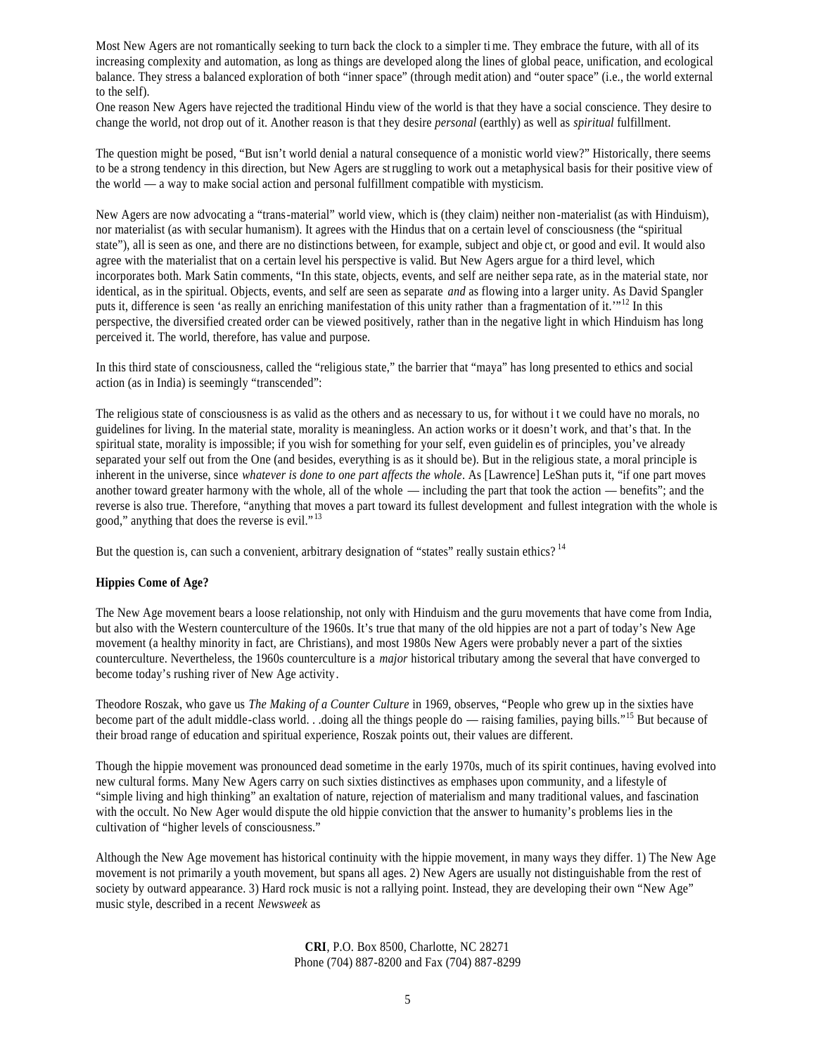Most New Agers are not romantically seeking to turn back the clock to a simpler time. They embrace the future, with all of its increasing complexity and automation, as long as things are developed along the lines of global peace, unification, and ecological balance. They stress a balanced exploration of both "inner space" (through meditation) and "outer space" (i.e., the world external to the self).

One reason New Agers have rejected the traditional Hindu view of the world is that they have a social conscience. They desire to change the world, not drop out of it. Another reason is that they desire *personal* (earthly) as well as *spiritual* fulfillment.

The question might be posed, "But isn't world denial a natural consequence of a monistic world view?" Historically, there seems to be a strong tendency in this direction, but New Agers are struggling to work out a metaphysical basis for their positive view of the world — a way to make social action and personal fulfillment compatible with mysticism.

New Agers are now advocating a "trans-material" world view, which is (they claim) neither non-materialist (as with Hinduism), nor materialist (as with secular humanism). It agrees with the Hindus that on a certain level of consciousness (the "spiritual state"), all is seen as one, and there are no distinctions between, for example, subject and object, or good and evil. It would also agree with the materialist that on a certain level his perspective is valid. But New Agers argue for a third level, which incorporates both. Mark Satin comments, "In this state, objects, events, and self are neither separate, as in the material state, nor identical, as in the spiritual. Objects, events, and self are seen as separate *and* as flowing into a larger unity. As David Spangler puts it, difference is seen 'as really an enriching manifestation of this unity rather than a fragmentation of it.'"[12] In this perspective, the diversified created order can be viewed positively, rather than in the negative light in which Hinduism has long perceived it. The world, therefore, has value and purpose.

In this third state of consciousness, called the "religious state," the barrier that "maya" has long presented to ethics and social action (as in India) is seemingly "transcended":

The religious state of consciousness is as valid as the others and as necessary to us, for without it we could have no morals, no guidelines for living. In the material state, morality is meaningless. An action works or it doesn't work, and that's that. In the spiritual state, morality is impossible; if you wish for something for your self, even guidelines of principles, you've already separated your self out from the One (and besides, everything is as it should be). But in the religious state, a moral principle is inherent in the universe, since *whatever is done to one part affects the whole*. As [Lawrence] LeShan puts it, "if one part moves another toward greater harmony with the whole, all of the whole — including the part that took the action — benefits"; and the reverse is also true. Therefore, "anything that moves a part toward its fullest development and fullest integration with the whole is good," anything that does the reverse is evil."[13]

But the question is, can such a convenient, arbitrary designation of "states" really sustain ethics?[14]

**Hippies Come of Age?**

The New Age movement bears a loose relationship, not only with Hinduism and the guru movements that have come from India, but also with the Western counterculture of the 1960s. It's true that many of the old hippies are not a part of today's New Age movement (a healthy minority in fact, are Christians), and most 1980s New Agers were probably never a part of the sixties counterculture. Nevertheless, the 1960s counterculture is a *major* historical tributary among the several that have converged to become today's rushing river of New Age activity.

Theodore Roszak, who gave us *The Making of a Counter Culture* in 1969, observes, "People who grew up in the sixties have become part of the adult middle-class world. . .doing all the things people do — raising families, paying bills."[15] But because of their broad range of education and spiritual experience, Roszak points out, their values are different.

Though the hippie movement was pronounced dead sometime in the early 1970s, much of its spirit continues, having evolved into new cultural forms. Many New Agers carry on such sixties distinctives as emphases upon community, and a lifestyle of "simple living and high thinking" an exaltation of nature, rejection of materialism and many traditional values, and fascination with the occult. No New Ager would dispute the old hippie conviction that the answer to humanity's problems lies in the cultivation of "higher levels of consciousness."

Although the New Age movement has historical continuity with the hippie movement, in many ways they differ. 1) The New Age movement is not primarily a youth movement, but spans all ages. 2) New Agers are usually not distinguishable from the rest of society by outward appearance. 3) Hard rock music is not a rallying point. Instead, they are developing their own "New Age" music style, described in a recent *Newsweek* as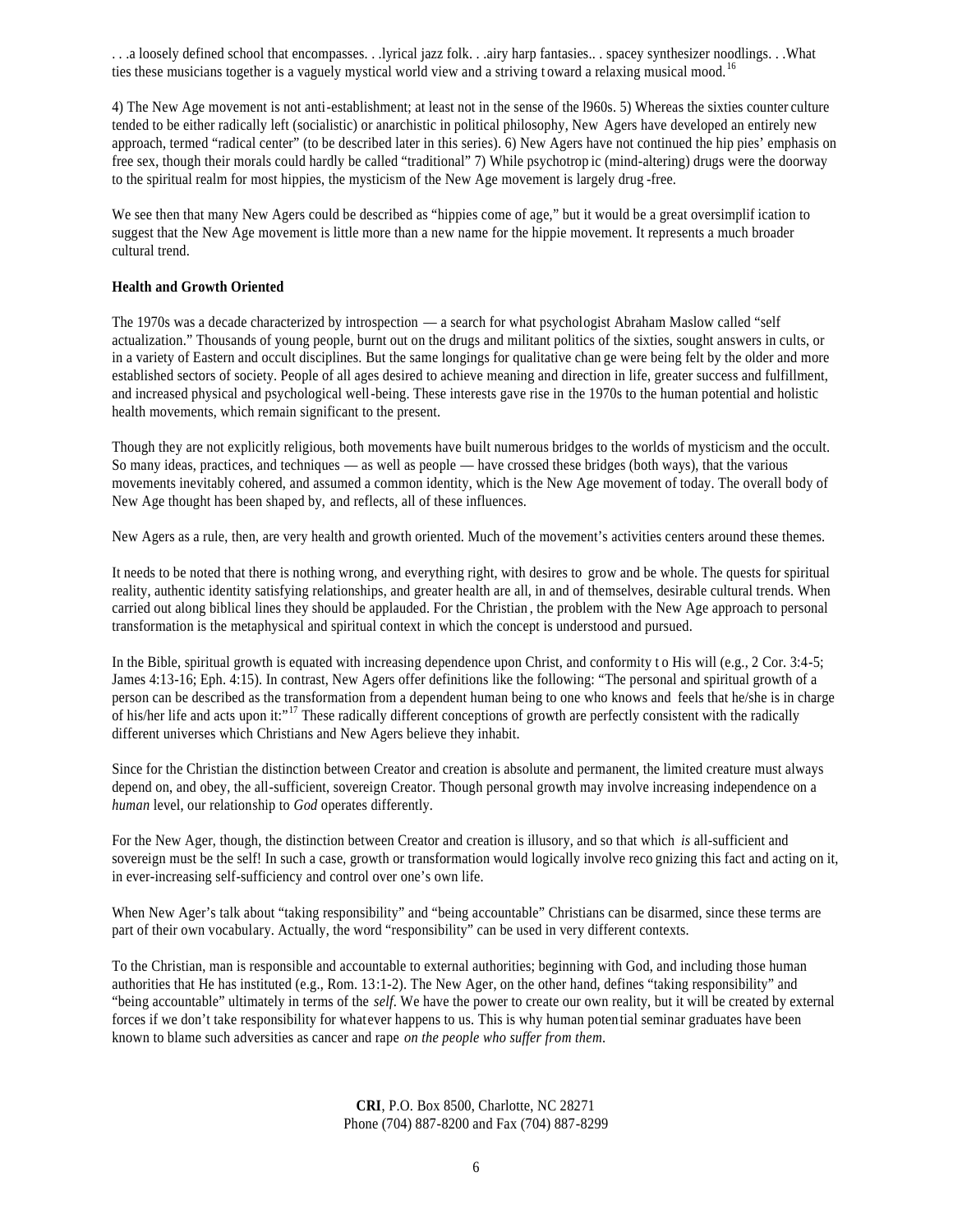. . .a loosely defined school that encompasses. . .lyrical jazz folk. . .airy harp fantasies.. . spacey synthesizer noodlings. . .What ties these musicians together is a vaguely mystical world view and a striving toward a relaxing musical mood.[16]

4) The New Age movement is not anti-establishment; at least not in the sense of the l960s. 5) Whereas the sixties counter culture tended to be either radically left (socialistic) or anarchistic in political philosophy, New Agers have developed an entirely new approach, termed "radical center" (to be described later in this series). 6) New Agers have not continued the hip pies' emphasis on free sex, though their morals could hardly be called "traditional" 7) While psychotropic (mind-altering) drugs were the doorway to the spiritual realm for most hippies, the mysticism of the New Age movement is largely drug-free.

We see then that many New Agers could be described as "hippies come of age," but it would be a great oversimplification to suggest that the New Age movement is little more than a new name for the hippie movement. It represents a much broader cultural trend.

**Health and Growth Oriented**

The 1970s was a decade characterized by introspection — a search for what psychologist Abraham Maslow called "self actualization." Thousands of young people, burnt out on the drugs and militant politics of the sixties, sought answers in cults, or in a variety of Eastern and occult disciplines. But the same longings for qualitative change were being felt by the older and more established sectors of society. People of all ages desired to achieve meaning and direction in life, greater success and fulfillment, and increased physical and psychological well-being. These interests gave rise in the 1970s to the human potential and holistic health movements, which remain significant to the present.

Though they are not explicitly religious, both movements have built numerous bridges to the worlds of mysticism and the occult. So many ideas, practices, and techniques — as well as people — have crossed these bridges (both ways), that the various movements inevitably cohered, and assumed a common identity, which is the New Age movement of today. The overall body of New Age thought has been shaped by, and reflects, all of these influences.

New Agers as a rule, then, are very health and growth oriented. Much of the movement's activities centers around these themes.

It needs to be noted that there is nothing wrong, and everything right, with desires to grow and be whole. The quests for spiritual reality, authentic identity satisfying relationships, and greater health are all, in and of themselves, desirable cultural trends. When carried out along biblical lines they should be applauded. For the Christian, the problem with the New Age approach to personal transformation is the metaphysical and spiritual context in which the concept is understood and pursued.

In the Bible, spiritual growth is equated with increasing dependence upon Christ, and conformity to His will (e.g., 2 Cor. 3:4-5; James 4:13-16; Eph. 4:15). In contrast, New Agers offer definitions like the following: "The personal and spiritual growth of a person can be described as the transformation from a dependent human being to one who knows and feels that he/she is in charge of his/her life and acts upon it:"[17] These radically different conceptions of growth are perfectly consistent with the radically different universes which Christians and New Agers believe they inhabit.

Since for the Christian the distinction between Creator and creation is absolute and permanent, the limited creature must always depend on, and obey, the all-sufficient, sovereign Creator. Though personal growth may involve increasing independence on a *human* level, our relationship to *God* operates differently.

For the New Ager, though, the distinction between Creator and creation is illusory, and so that which *is* all-sufficient and sovereign must be the self! In such a case, growth or transformation would logically involve recognizing this fact and acting on it, in ever-increasing self-sufficiency and control over one's own life.

When New Ager's talk about "taking responsibility" and "being accountable" Christians can be disarmed, since these terms are part of their own vocabulary. Actually, the word "responsibility" can be used in very different contexts.

To the Christian, man is responsible and accountable to external authorities; beginning with God, and including those human authorities that He has instituted (e.g., Rom. 13:1-2). The New Ager, on the other hand, defines "taking responsibility" and "being accountable" ultimately in terms of the *self*. We have the power to create our own reality, but it will be created by external forces if we don't take responsibility for whatever happens to us. This is why human potential seminar graduates have been known to blame such adversities as cancer and rape *on the people who suffer from them*.

**CRI**, P.O. Box 8500, Charlotte, NC 28271
Phone (704) 887-8200 and Fax (704) 887-8299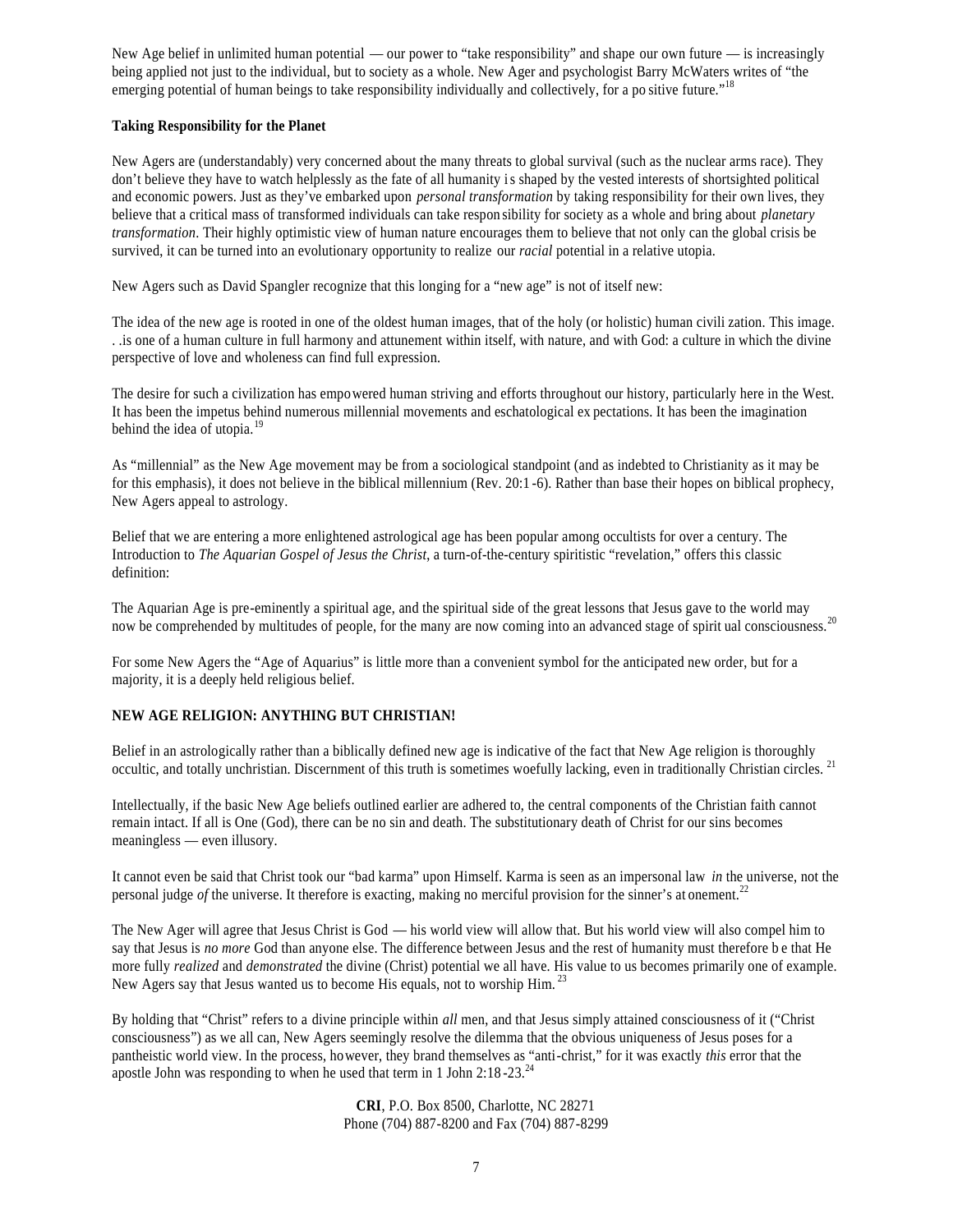New Age belief in unlimited human potential — our power to "take responsibility" and shape our own future — is increasingly being applied not just to the individual, but to society as a whole. New Ager and psychologist Barry McWaters writes of "the emerging potential of human beings to take responsibility individually and collectively, for a positive future."[18]

**Taking Responsibility for the Planet**

New Agers are (understandably) very concerned about the many threats to global survival (such as the nuclear arms race). They don't believe they have to watch helplessly as the fate of all humanity is shaped by the vested interests of shortsighted political and economic powers. Just as they've embarked upon *personal transformation* by taking responsibility for their own lives, they believe that a critical mass of transformed individuals can take responsibility for society as a whole and bring about *planetary transformation*. Their highly optimistic view of human nature encourages them to believe that not only can the global crisis be survived, it can be turned into an evolutionary opportunity to realize our *racial* potential in a relative utopia.

New Agers such as David Spangler recognize that this longing for a "new age" is not of itself new:

The idea of the new age is rooted in one of the oldest human images, that of the holy (or holistic) human civilization. This image. . .is one of a human culture in full harmony and attunement within itself, with nature, and with God: a culture in which the divine perspective of love and wholeness can find full expression.

The desire for such a civilization has empowered human striving and efforts throughout our history, particularly here in the West. It has been the impetus behind numerous millennial movements and eschatological expectations. It has been the imagination behind the idea of utopia.[19]

As "millennial" as the New Age movement may be from a sociological standpoint (and as indebted to Christianity as it may be for this emphasis), it does not believe in the biblical millennium (Rev. 20:1-6). Rather than base their hopes on biblical prophecy, New Agers appeal to astrology.

Belief that we are entering a more enlightened astrological age has been popular among occultists for over a century. The Introduction to *The Aquarian Gospel of Jesus the Christ*, a turn-of-the-century spiritistic "revelation," offers this classic definition:

The Aquarian Age is pre-eminently a spiritual age, and the spiritual side of the great lessons that Jesus gave to the world may now be comprehended by multitudes of people, for the many are now coming into an advanced stage of spiritual consciousness.[20]

For some New Agers the "Age of Aquarius" is little more than a convenient symbol for the anticipated new order, but for a majority, it is a deeply held religious belief.

**NEW AGE RELIGION: ANYTHING BUT CHRISTIAN!**

Belief in an astrologically rather than a biblically defined new age is indicative of the fact that New Age religion is thoroughly occultic, and totally unchristian. Discernment of this truth is sometimes woefully lacking, even in traditionally Christian circles.[21]

Intellectually, if the basic New Age beliefs outlined earlier are adhered to, the central components of the Christian faith cannot remain intact. If all is One (God), there can be no sin and death. The substitutionary death of Christ for our sins becomes meaningless — even illusory.

It cannot even be said that Christ took our "bad karma" upon Himself. Karma is seen as an impersonal law *in* the universe, not the personal judge *of* the universe. It therefore is exacting, making no merciful provision for the sinner's atonement.[22]

The New Ager will agree that Jesus Christ is God — his world view will allow that. But his world view will also compel him to say that Jesus is *no more* God than anyone else. The difference between Jesus and the rest of humanity must therefore be that He more fully *realized* and *demonstrated* the divine (Christ) potential we all have. His value to us becomes primarily one of example. New Agers say that Jesus wanted us to become His equals, not to worship Him.[23]

By holding that "Christ" refers to a divine principle within *all* men, and that Jesus simply attained consciousness of it ("Christ consciousness") as we all can, New Agers seemingly resolve the dilemma that the obvious uniqueness of Jesus poses for a pantheistic world view. In the process, however, they brand themselves as "anti-christ," for it was exactly *this* error that the apostle John was responding to when he used that term in 1 John 2:18-23.[24]

**CRI**, P.O. Box 8500, Charlotte, NC 28271
Phone (704) 887-8200 and Fax (704) 887-8299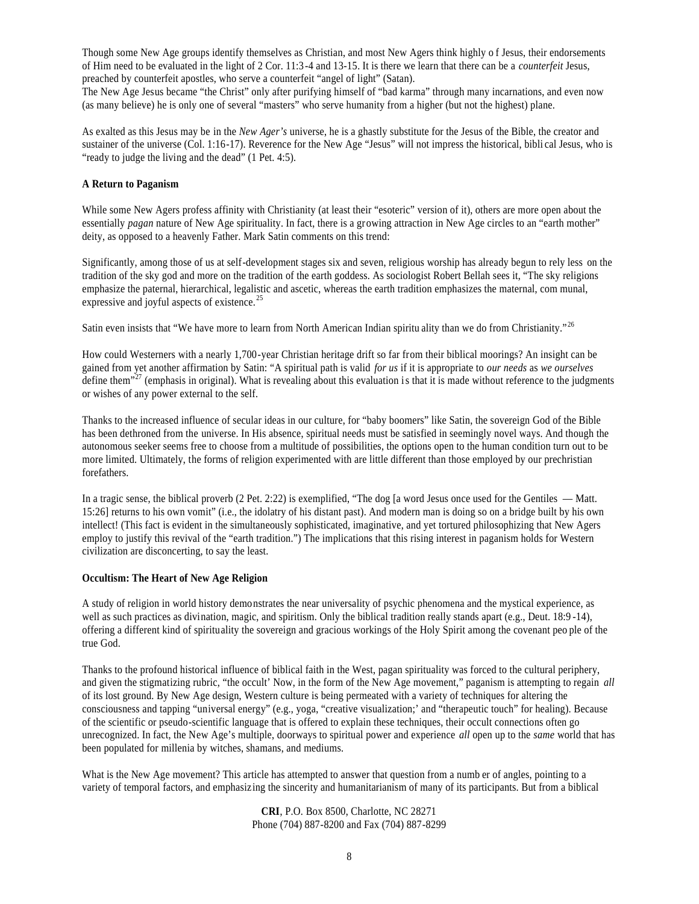Though some New Age groups identify themselves as Christian, and most New Agers think highly o f Jesus, their endorsements of Him need to be evaluated in the light of 2 Cor. 11:3-4 and 13-15. It is there we learn that there can be a *counterfeit* Jesus, preached by counterfeit apostles, who serve a counterfeit "angel of light" (Satan).
The New Age Jesus became "the Christ" only after purifying himself of "bad karma" through many incarnations, and even now (as many believe) he is only one of several "masters" who serve humanity from a higher (but not the highest) plane.

As exalted as this Jesus may be in the *New Ager's* universe, he is a ghastly substitute for the Jesus of the Bible, the creator and sustainer of the universe (Col. 1:16-17). Reverence for the New Age "Jesus" will not impress the historical, bibli cal Jesus, who is "ready to judge the living and the dead" (1 Pet. 4:5).

**A Return to Paganism**

While some New Agers profess affinity with Christianity (at least their "esoteric" version of it), others are more open about the essentially *pagan* nature of New Age spirituality. In fact, there is a growing attraction in New Age circles to an "earth mother" deity, as opposed to a heavenly Father. Mark Satin comments on this trend:

Significantly, among those of us at self-development stages six and seven, religious worship has already begun to rely less on the tradition of the sky god and more on the tradition of the earth goddess. As sociologist Robert Bellah sees it, "The sky religions emphasize the paternal, hierarchical, legalistic and ascetic, whereas the earth tradition emphasizes the maternal, com munal, expressive and joyful aspects of existence.[25]

Satin even insists that "We have more to learn from North American Indian spiritu ality than we do from Christianity."[26]

How could Westerners with a nearly 1,700-year Christian heritage drift so far from their biblical moorings? An insight can be gained from yet another affirmation by Satin: "A spiritual path is valid *for us* if it is appropriate to *our needs* as *we ourselves* define them"[27] (emphasis in original). What is revealing about this evaluation is that it is made without reference to the judgments or wishes of any power external to the self.

Thanks to the increased influence of secular ideas in our culture, for "baby boomers" like Satin, the sovereign God of the Bible has been dethroned from the universe. In His absence, spiritual needs must be satisfied in seemingly novel ways. And though the autonomous seeker seems free to choose from a multitude of possibilities, the options open to the human condition turn out to be more limited. Ultimately, the forms of religion experimented with are little different than those employed by our prechristian forefathers.

In a tragic sense, the biblical proverb (2 Pet. 2:22) is exemplified, "The dog [a word Jesus once used for the Gentiles — Matt. 15:26] returns to his own vomit" (i.e., the idolatry of his distant past). And modern man is doing so on a bridge built by his own intellect! (This fact is evident in the simultaneously sophisticated, imaginative, and yet tortured philosophizing that New Agers employ to justify this revival of the "earth tradition.") The implications that this rising interest in paganism holds for Western civilization are disconcerting, to say the least.

**Occultism: The Heart of New Age Religion**

A study of religion in world history demonstrates the near universality of psychic phenomena and the mystical experience, as well as such practices as divination, magic, and spiritism. Only the biblical tradition really stands apart (e.g., Deut. 18:9-14), offering a different kind of spirituality the sovereign and gracious workings of the Holy Spirit among the covenant peo ple of the true God.

Thanks to the profound historical influence of biblical faith in the West, pagan spirituality was forced to the cultural periphery, and given the stigmatizing rubric, "the occult' Now, in the form of the New Age movement," paganism is attempting to regain *all* of its lost ground. By New Age design, Western culture is being permeated with a variety of techniques for altering the consciousness and tapping "universal energy" (e.g., yoga, "creative visualization;' and "therapeutic touch" for healing). Because of the scientific or pseudo-scientific language that is offered to explain these techniques, their occult connections often go unrecognized. In fact, the New Age's multiple, doorways to spiritual power and experience *all* open up to the *same* world that has been populated for millenia by witches, shamans, and mediums.

What is the New Age movement? This article has attempted to answer that question from a numb er of angles, pointing to a variety of temporal factors, and emphasizing the sincerity and humanitarianism of many of its participants. But from a biblical

**CRI**, P.O. Box 8500, Charlotte, NC 28271
Phone (704) 887-8200 and Fax (704) 887-8299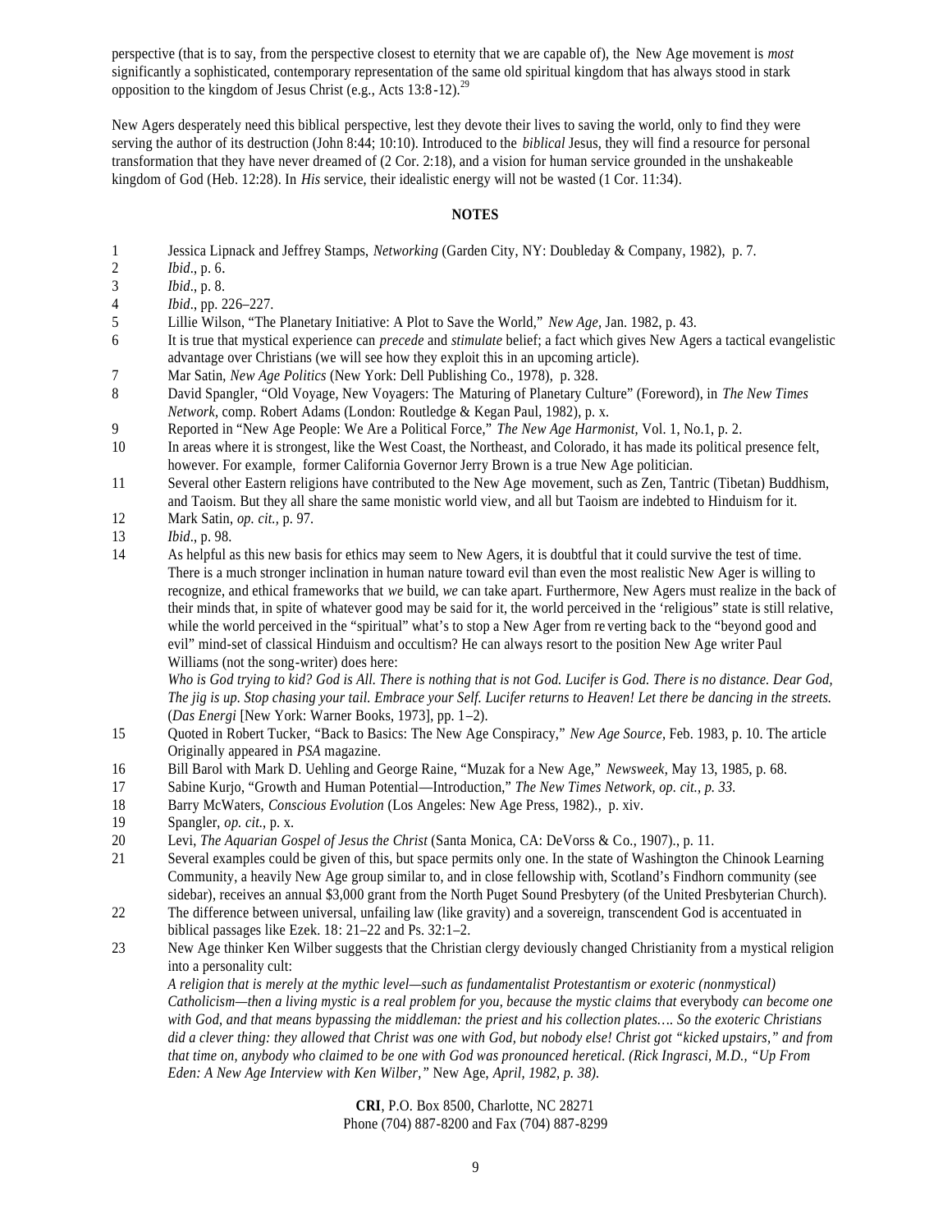perspective (that is to say, from the perspective closest to eternity that we are capable of), the New Age movement is *most* significantly a sophisticated, contemporary representation of the same old spiritual kingdom that has always stood in stark opposition to the kingdom of Jesus Christ (e.g., Acts 13:8-12).[29]

New Agers desperately need this biblical perspective, lest they devote their lives to saving the world, only to find they were serving the author of its destruction (John 8:44; 10:10). Introduced to the *biblical* Jesus, they will find a resource for personal transformation that they have never dreamed of (2 Cor. 2:18), and a vision for human service grounded in the unshakeable kingdom of God (Heb. 12:28). In *His* service, their idealistic energy will not be wasted (1 Cor. 11:34).

**NOTES**

1. Jessica Lipnack and Jeffrey Stamps, *Networking* (Garden City, NY: Doubleday & Company, 1982), p. 7.
2. *Ibid*., p. 6.
3. *Ibid*., p. 8.
4. *Ibid*., pp. 226–227.
5. Lillie Wilson, "The Planetary Initiative: A Plot to Save the World," *New Age*, Jan. 1982, p. 43.
6. It is true that mystical experience can *precede* and *stimulate* belief; a fact which gives New Agers a tactical evangelistic advantage over Christians (we will see how they exploit this in an upcoming article).
7. Mar Satin, *New Age Politics* (New York: Dell Publishing Co., 1978), p. 328.
8. David Spangler, "Old Voyage, New Voyagers: The Maturing of Planetary Culture" (Foreword), in *The New Times Network*, comp. Robert Adams (London: Routledge & Kegan Paul, 1982), p. x.
9. Reported in "New Age People: We Are a Political Force," *The New Age Harmonist*, Vol. 1, No.1, p. 2.
10. In areas where it is strongest, like the West Coast, the Northeast, and Colorado, it has made its political presence felt, however. For example, former California Governor Jerry Brown is a true New Age politician.
11. Several other Eastern religions have contributed to the New Age movement, such as Zen, Tantric (Tibetan) Buddhism, and Taoism. But they all share the same monistic world view, and all but Taoism are indebted to Hinduism for it.
12. Mark Satin, *op. cit.*, p. 97.
13. *Ibid*., p. 98.
14. As helpful as this new basis for ethics may seem to New Agers, it is doubtful that it could survive the test of time. There is a much stronger inclination in human nature toward evil than even the most realistic New Ager is willing to recognize, and ethical frameworks that *we* build, *we* can take apart. Furthermore, New Agers must realize in the back of their minds that, in spite of whatever good may be said for it, the world perceived in the 'religious" state is still relative, while the world perceived in the "spiritual" what's to stop a New Ager from reverting back to the "beyond good and evil" mind-set of classical Hinduism and occultism? He can always resort to the position New Age writer Paul Williams (not the song-writer) does here:
    *Who is God trying to kid? God is All. There is nothing that is not God. Lucifer is God. There is no distance. Dear God, The jig is up. Stop chasing your tail. Embrace your Self. Lucifer returns to Heaven! Let there be dancing in the streets.* (*Das Energi* [New York: Warner Books, 1973], pp. 1–2).
15. Quoted in Robert Tucker, "Back to Basics: The New Age Conspiracy," *New Age Source*, Feb. 1983, p. 10. The article Originally appeared in *PSA* magazine.
16. Bill Barol with Mark D. Uehling and George Raine, "Muzak for a New Age," *Newsweek*, May 13, 1985, p. 68.
17. Sabine Kurjo, "Growth and Human Potential—Introduction," *The New Times Network, op. cit., p. 33.*
18. Barry McWaters, *Conscious Evolution* (Los Angeles: New Age Press, 1982)., p. xiv.
19. Spangler, *op. cit.*, p. x.
20. Levi, *The Aquarian Gospel of Jesus the Christ* (Santa Monica, CA: DeVorss & Co., 1907)., p. 11.
21. Several examples could be given of this, but space permits only one. In the state of Washington the Chinook Learning Community, a heavily New Age group similar to, and in close fellowship with, Scotland's Findhorn community (see sidebar), receives an annual $3,000 grant from the North Puget Sound Presbytery (of the United Presbyterian Church).
22. The difference between universal, unfailing law (like gravity) and a sovereign, transcendent God is accentuated in biblical passages like Ezek. 18: 21–22 and Ps. 32:1–2.
23. New Age thinker Ken Wilber suggests that the Christian clergy deviously changed Christianity from a mystical religion into a personality cult:
    *A religion that is merely at the mythic level—such as fundamentalist Protestantism or exoteric (nonmystical) Catholicism—then a living mystic is a real problem for you, because the mystic claims that* everybody *can become one with God, and that means bypassing the middleman: the priest and his collection plates…. So the exoteric Christians did a clever thing: they allowed that Christ was one with God, but nobody else! Christ got "kicked upstairs," and from that time on, anybody who claimed to be one with God was pronounced heretical. (Rick Ingrasci, M.D., "Up From Eden: A New Age Interview with Ken Wilber,"* New Age, *April, 1982, p. 38).*

**CRI**, P.O. Box 8500, Charlotte, NC 28271
Phone (704) 887-8200 and Fax (704) 887-8299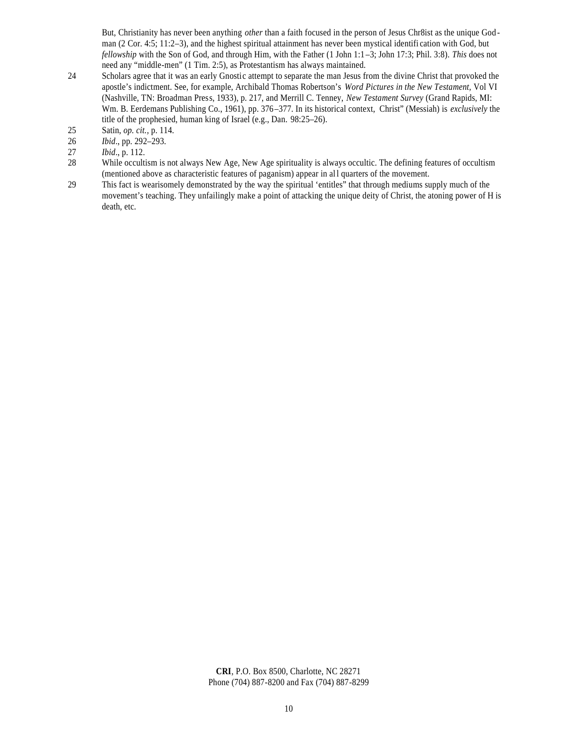But, Christianity has never been anything *other* than a faith focused in the person of Jesus Chr8ist as the unique God-man (2 Cor. 4:5; 11:2–3), and the highest spiritual attainment has never been mystical identification with God, but *fellowship* with the Son of God, and through Him, with the Father (1 John 1:1–3; John 17:3; Phil. 3:8). *This* does not need any "middle-men" (1 Tim. 2:5), as Protestantism has always maintained.

24 Scholars agree that it was an early Gnostic attempt to separate the man Jesus from the divine Christ that provoked the apostle's indictment. See, for example, Archibald Thomas Robertson's *Word Pictures in the New Testament,* Vol VI (Nashville, TN: Broadman Press, 1933), p. 217, and Merrill C. Tenney, *New Testament Survey* (Grand Rapids, MI: Wm. B. Eerdemans Publishing Co., 1961), pp. 376–377. In its historical context, Christ" (Messiah) is *exclusively* the title of the prophesied, human king of Israel (e.g., Dan. 98:25–26).

25 Satin, *op. cit.*, p. 114.

26 *Ibid*., pp. 292–293.

27 *Ibid*., p. 112.

28 While occultism is not always New Age, New Age spirituality is always occultic. The defining features of occultism (mentioned above as characteristic features of paganism) appear in all quarters of the movement.

29 This fact is wearisomely demonstrated by the way the spiritual 'entitles" that through mediums supply much of the movement's teaching. They unfailingly make a point of attacking the unique deity of Christ, the atoning power of H is death, etc.

**CRI**, P.O. Box 8500, Charlotte, NC 28271
Phone (704) 887-8200 and Fax (704) 887-8299